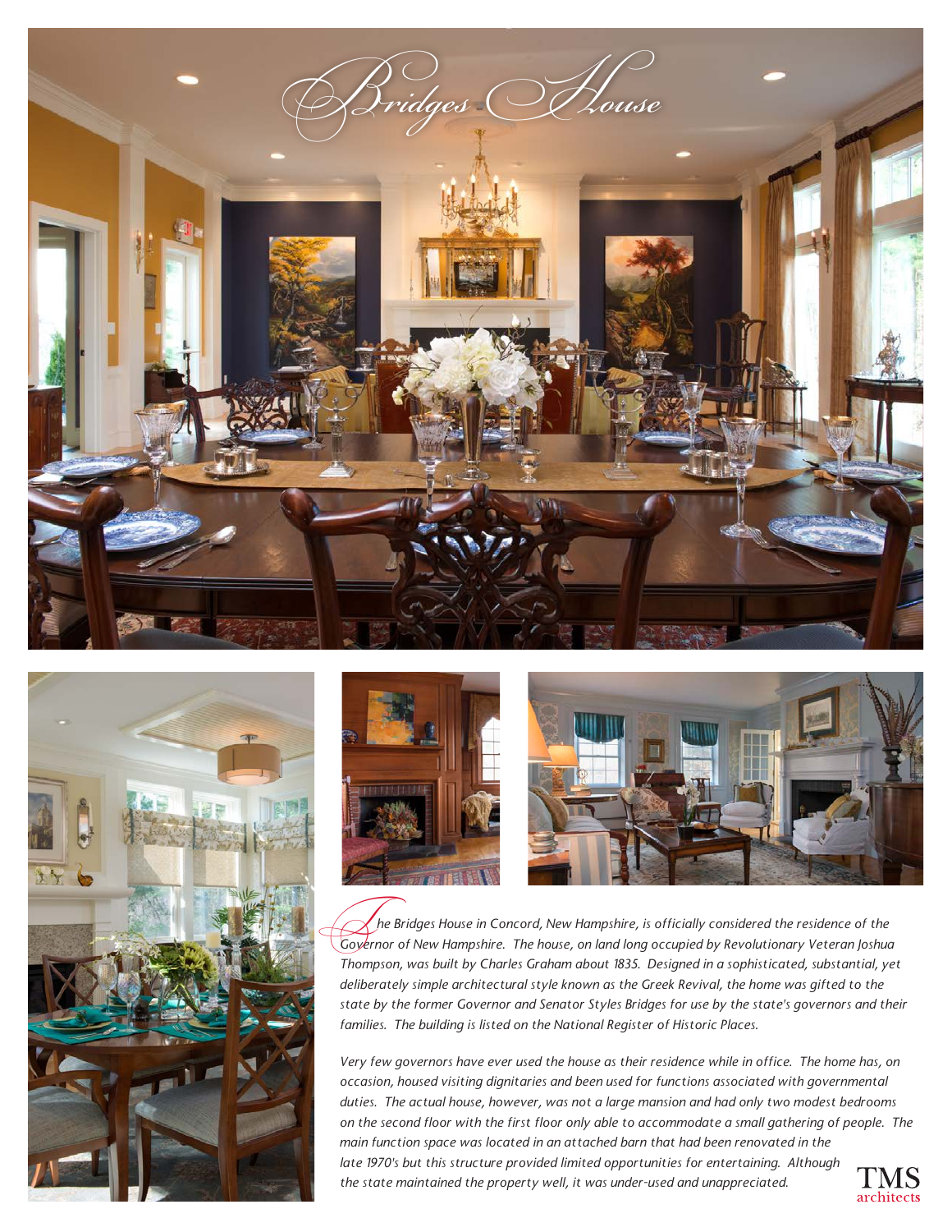# Bridges House

The Bridges House in Concord, New Hampshire, is officially considered the residence of the Governor of New Hampshire. The house, on land long occupied by Revolutionary Veteran Joshua Thompson, was built by Charles Graham about 1835. Designed in a sophisticated, substantial, yet deliberately simple architectural style known as the Greek Revival, the home was gifted to the state by the former Governor and Senator Styles Bridges for use by the state's governors and their families. The building is listed on the National Register of Historic Places.

Very few governors have ever used the house as their residence while in office. The home has, on occasion, housed visiting dignitaries and been used for functions associated with governmental duties. The actual house, however, was not a large mansion and had only two modest bedrooms on the second floor with the first floor only able to accommodate a small gathering of people. The main function space was located in an attached barn that had been renovated in the late 1970's but this structure provided limited opportunities for entertaining. Although the state maintained the property well, it was under-used and unappreciated.

TMS architects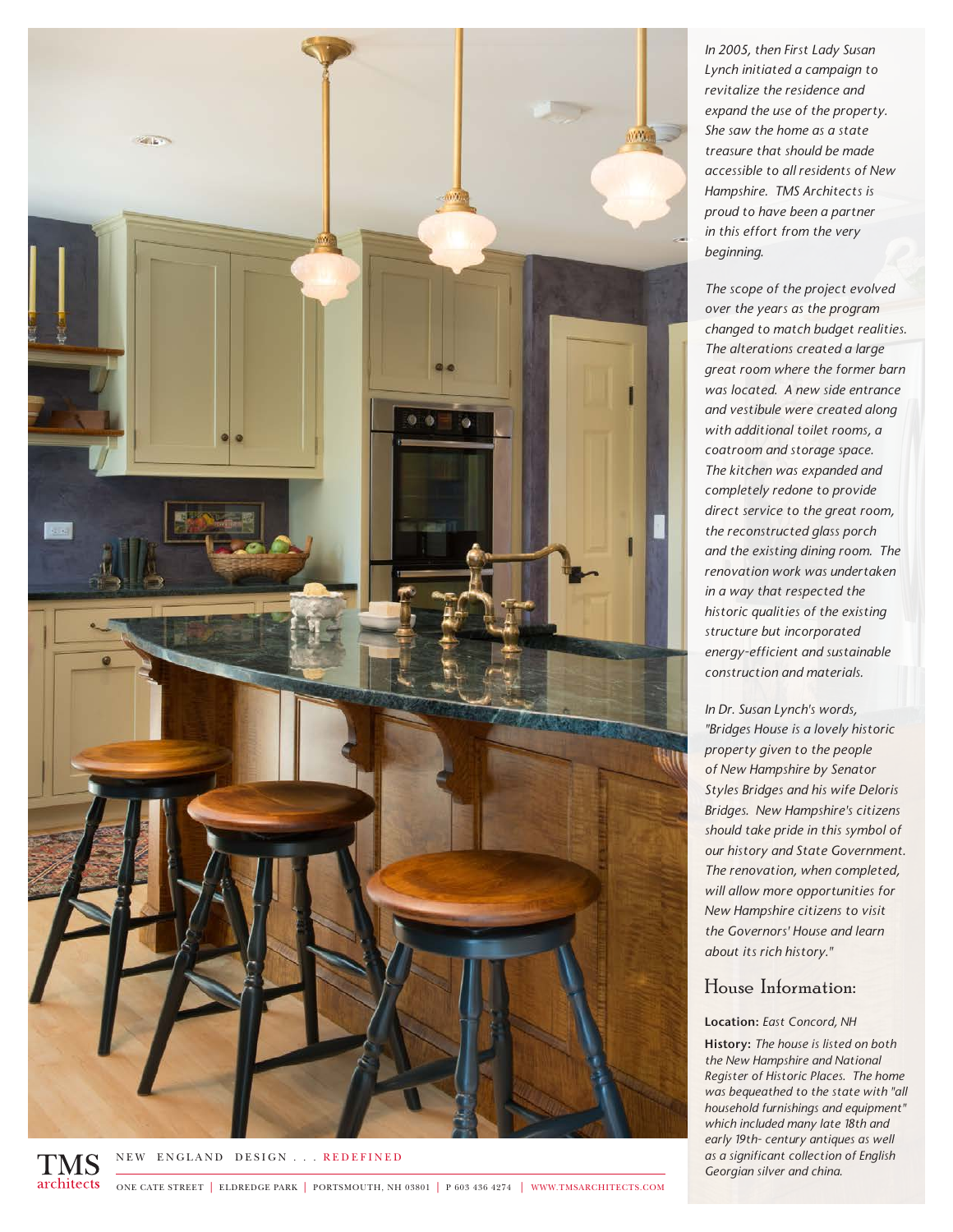*In 2005, then First Lady Susan Lynch initiated a campaign to revitalize the residence and expand the use of the property. She saw the home as a state treasure that should be made accessible to all residents of New Hampshire. TMS Architects is proud to have been a partner in this effort from the very beginning.*

*The scope of the project evolved over the years as the program changed to match budget realities. The alterations created a large great room where the former barn was located. A new side entrance and vestibule were created along with additional toilet rooms, a coatroom and storage space. The kitchen was expanded and completely redone to provide direct service to the great room, the reconstructed glass porch and the existing dining room. The renovation work was undertaken in a way that respected the historic qualities of the existing structure but incorporated energy-efficient and sustainable construction and materials.*

*In Dr. Susan Lynch's words, "Bridges House is a lovely historic property given to the people of New Hampshire by Senator Styles Bridges and his wife Deloris Bridges. New Hampshire's citizens should take pride in this symbol of our history and State Government. The renovation, when completed, will allow more opportunities for New Hampshire citizens to visit the Governors' House and learn about its rich history."*

## House Information:

**Location:** *East Concord, NH*

**History:** *The house is listed on both the New Hampshire and National Register of Historic Places. The home was bequeathed to the state with "all household furnishings and equipment" which included many late 18th and early 19th- century antiques as well as a significant collection of English Georgian silver and china.*

TMS architects

NEW ENGLAND DESIGN . . . REDEFINED

ONE CATE STREET | ELDREDGE PARK | PORTSMOUTH, NH 03801 | P 603 436 4274 | WWW.TMSARCHITECTS.COM